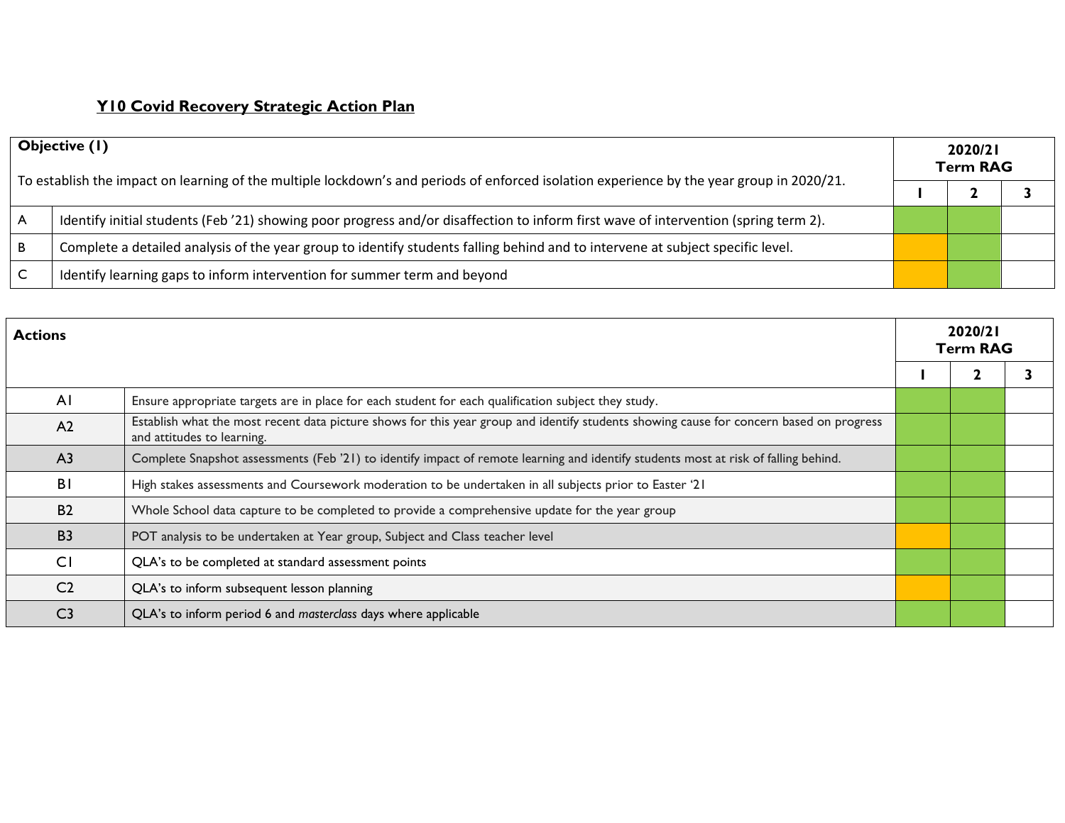## Y10 Covid Recovery Strategic Action Plan

| **Objective (1)** To establish the impact on learning of the multiple lockdown's and periods of enforced isolation experience by the year group in 2020/21. | | **2020/21 Term RAG** | | |
|---|---|---|---|---|
| | | **1** | **2** | **3** |
| A | Identify initial students (Feb '21) showing poor progress and/or disaffection to inform first wave of intervention (spring term 2). | | | |
| B | Complete a detailed analysis of the year group to identify students falling behind and to intervene at subject specific level. | | | |
| C | Identify learning gaps to inform intervention for summer term and beyond | | | |

| **Actions** | | **2020/21 Term RAG** | | |
|---|---|---|---|---|
| | | **1** | **2** | **3** |
| A1 | Ensure appropriate targets are in place for each student for each qualification subject they study. | | | |
| A2 | Establish what the most recent data picture shows for this year group and identify students showing cause for concern based on progress and attitudes to learning. | | | |
| A3 | Complete Snapshot assessments (Feb '21) to identify impact of remote learning and identify students most at risk of falling behind. | | | |
| B1 | High stakes assessments and Coursework moderation to be undertaken in all subjects prior to Easter '21 | | | |
| B2 | Whole School data capture to be completed to provide a comprehensive update for the year group | | | |
| B3 | POT analysis to be undertaken at Year group, Subject and Class teacher level | | | |
| C1 | QLA's to be completed at standard assessment points | | | |
| C2 | QLA's to inform subsequent lesson planning | | | |
| C3 | QLA's to inform period 6 and *masterclass* days where applicable | | | |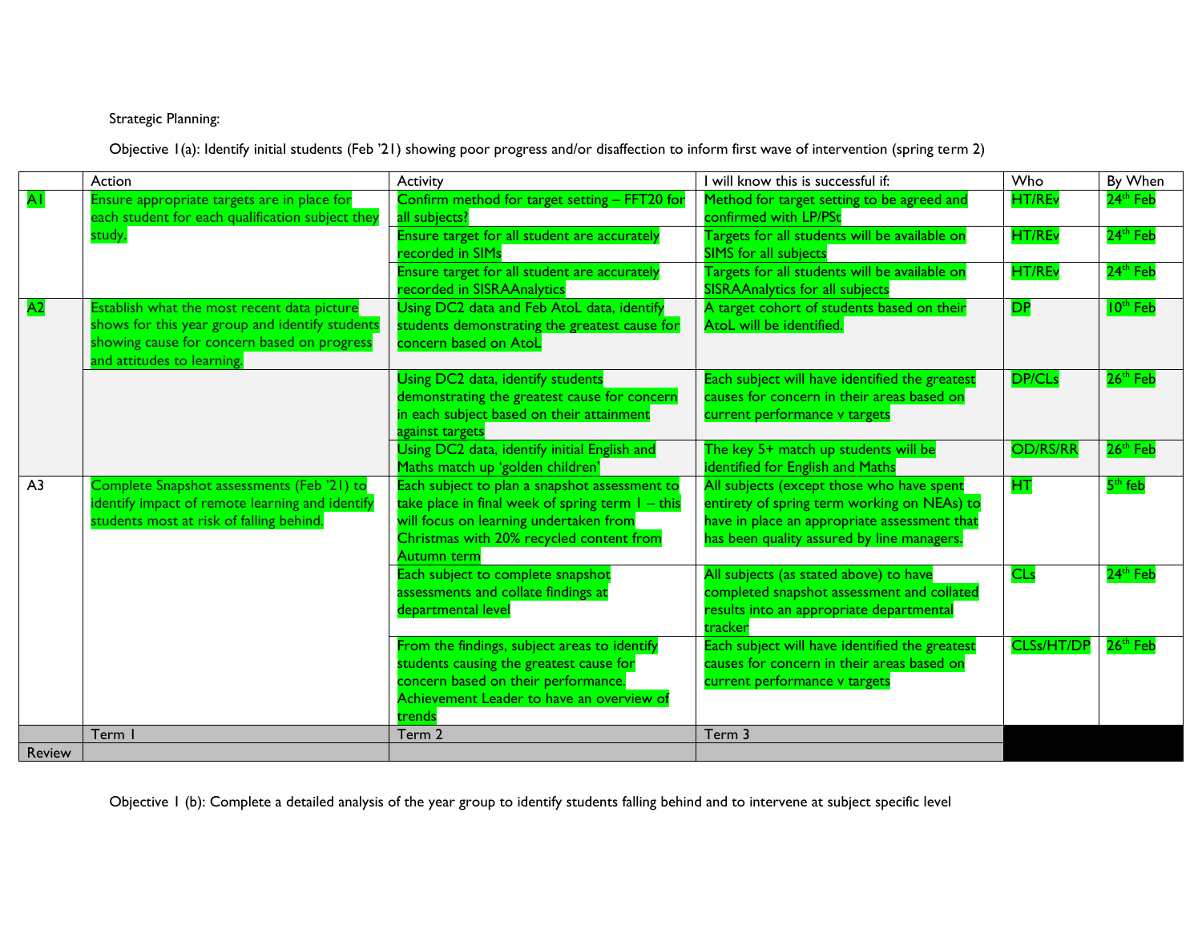Strategic Planning:

Objective 1(a): Identify initial students (Feb '21) showing poor progress and/or disaffection to inform first wave of intervention (spring term 2)

| | Action | Activity | I will know this is successful if: | Who | By When |
|---|---|---|---|---|---|
| A1 | Ensure appropriate targets are in place for each student for each qualification subject they study. | Confirm method for target setting – FFT20 for all subjects? | Method for target setting to be agreed and confirmed with LP/PSt | HT/REv | 24th Feb |
| | | Ensure target for all student are accurately recorded in SIMs | Targets for all students will be available on SIMS for all subjects | HT/REv | 24th Feb |
| | | Ensure target for all student are accurately recorded in SISRAAnalytics | Targets for all students will be available on SISRAAnalytics for all subjects | HT/REv | 24th Feb |
| A2 | Establish what the most recent data picture shows for this year group and identify students showing cause for concern based on progress and attitudes to learning. | Using DC2 data and Feb AtoL data, identify students demonstrating the greatest cause for concern based on AtoL | A target cohort of students based on their AtoL will be identified. | DP | 10th Feb |
| | | Using DC2 data, identify students demonstrating the greatest cause for concern in each subject based on their attainment against targets | Each subject will have identified the greatest causes for concern in their areas based on current performance v targets | DP/CLs | 26th Feb |
| | | Using DC2 data, identify initial English and Maths match up 'golden children' | The key 5+ match up students will be identified for English and Maths | OD/RS/RR | 26th Feb |
| A3 | Complete Snapshot assessments (Feb '21) to identify impact of remote learning and identify students most at risk of falling behind. | Each subject to plan a snapshot assessment to take place in final week of spring term 1 – this will focus on learning undertaken from Christmas with 20% recycled content from Autumn term | All subjects (except those who have spent entirety of spring term working on NEAs) to have in place an appropriate assessment that has been quality assured by line managers. | HT | 5th feb |
| | | Each subject to complete snapshot assessments and collate findings at departmental level | All subjects (as stated above) to have completed snapshot assessment and collated results into an appropriate departmental tracker | CLs | 24th Feb |
| | | From the findings, subject areas to identify students causing the greatest cause for concern based on their performance. Achievement Leader to have an overview of trends | Each subject will have identified the greatest causes for concern in their areas based on current performance v targets | CLSs/HT/DP | 26th Feb |
| | Term 1 | Term 2 | Term 3 | | |
| Review | | | | | |

Objective 1 (b): Complete a detailed analysis of the year group to identify students falling behind and to intervene at subject specific level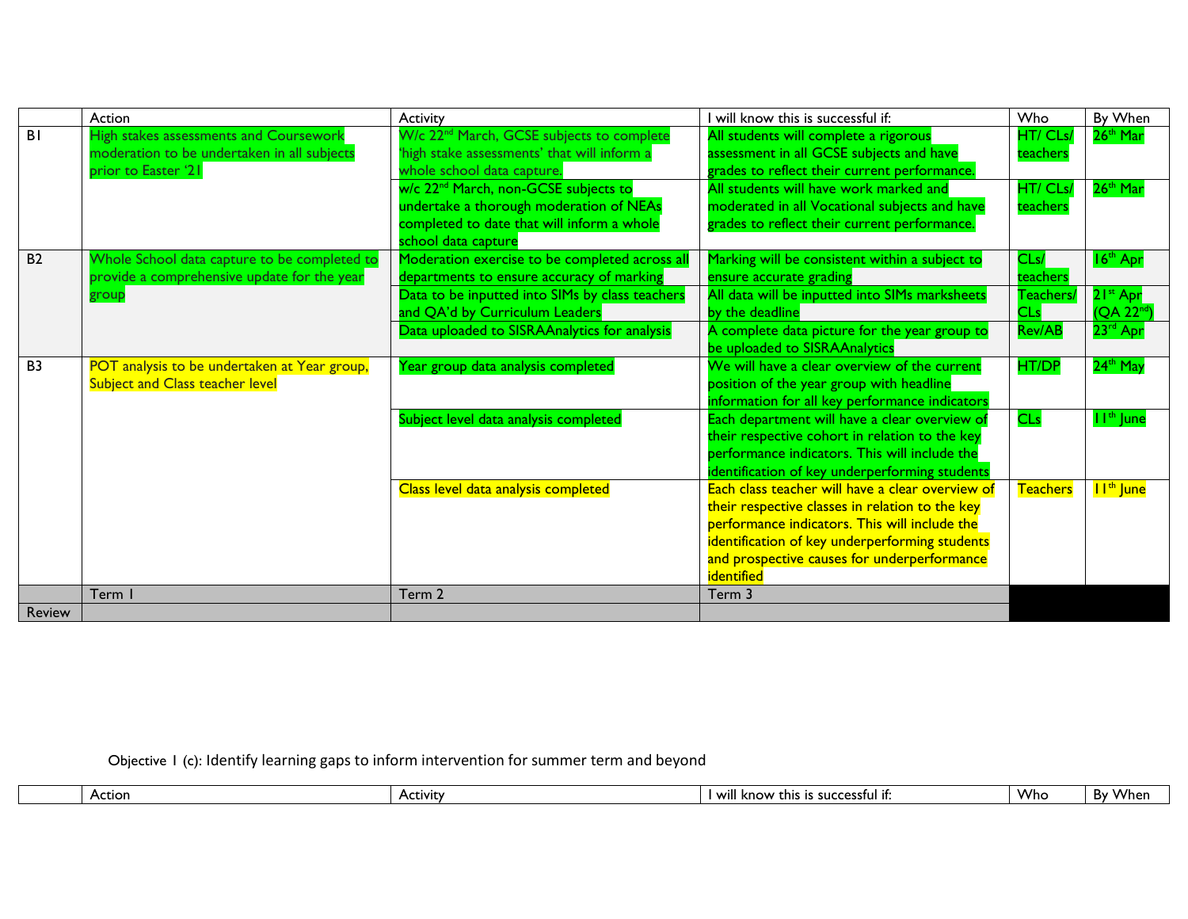| | Action | Activity | I will know this is successful if: | Who | By When |
|---|---|---|---|---|---|
| B1 | High stakes assessments and Coursework moderation to be undertaken in all subjects prior to Easter '21 | W/c 22nd March, GCSE subjects to complete 'high stake assessments' that will inform a whole school data capture. | All students will complete a rigorous assessment in all GCSE subjects and have grades to reflect their current performance. | HT/ CLs/ teachers | 26th Mar |
| | | w/c 22nd March, non-GCSE subjects to undertake a thorough moderation of NEAs completed to date that will inform a whole school data capture | All students will have work marked and moderated in all Vocational subjects and have grades to reflect their current performance. | HT/ CLs/ teachers | 26th Mar |
| B2 | Whole School data capture to be completed to provide a comprehensive update for the year group | Moderation exercise to be completed across all departments to ensure accuracy of marking | Marking will be consistent within a subject to ensure accurate grading | CLs/ teachers | 16th Apr |
| | | Data to be inputted into SIMs by class teachers and QA'd by Curriculum Leaders | All data will be inputted into SIMs marksheets by the deadline | Teachers/ CLs | 21st Apr (QA 22nd) |
| | | Data uploaded to SISRAAnalytics for analysis | A complete data picture for the year group to be uploaded to SISRAAnalytics | Rev/AB | 23rd Apr |
| B3 | POT analysis to be undertaken at Year group, Subject and Class teacher level | Year group data analysis completed | We will have a clear overview of the current position of the year group with headline information for all key performance indicators | HT/DP | 24th May |
| | | Subject level data analysis completed | Each department will have a clear overview of their respective cohort in relation to the key performance indicators. This will include the identification of key underperforming students | CLs | 11th June |
| | | Class level data analysis completed | Each class teacher will have a clear overview of their respective classes in relation to the key performance indicators. This will include the identification of key underperforming students and prospective causes for underperformance identified | Teachers | 11th June |
| | Term 1 | Term 2 | Term 3 | | |
| Review | | | | | |

Objective 1 (c): Identify learning gaps to inform intervention for summer term and beyond

| | Action | Activity | I will know this is successful if: | Who | By When |
|---|---|---|---|---|---|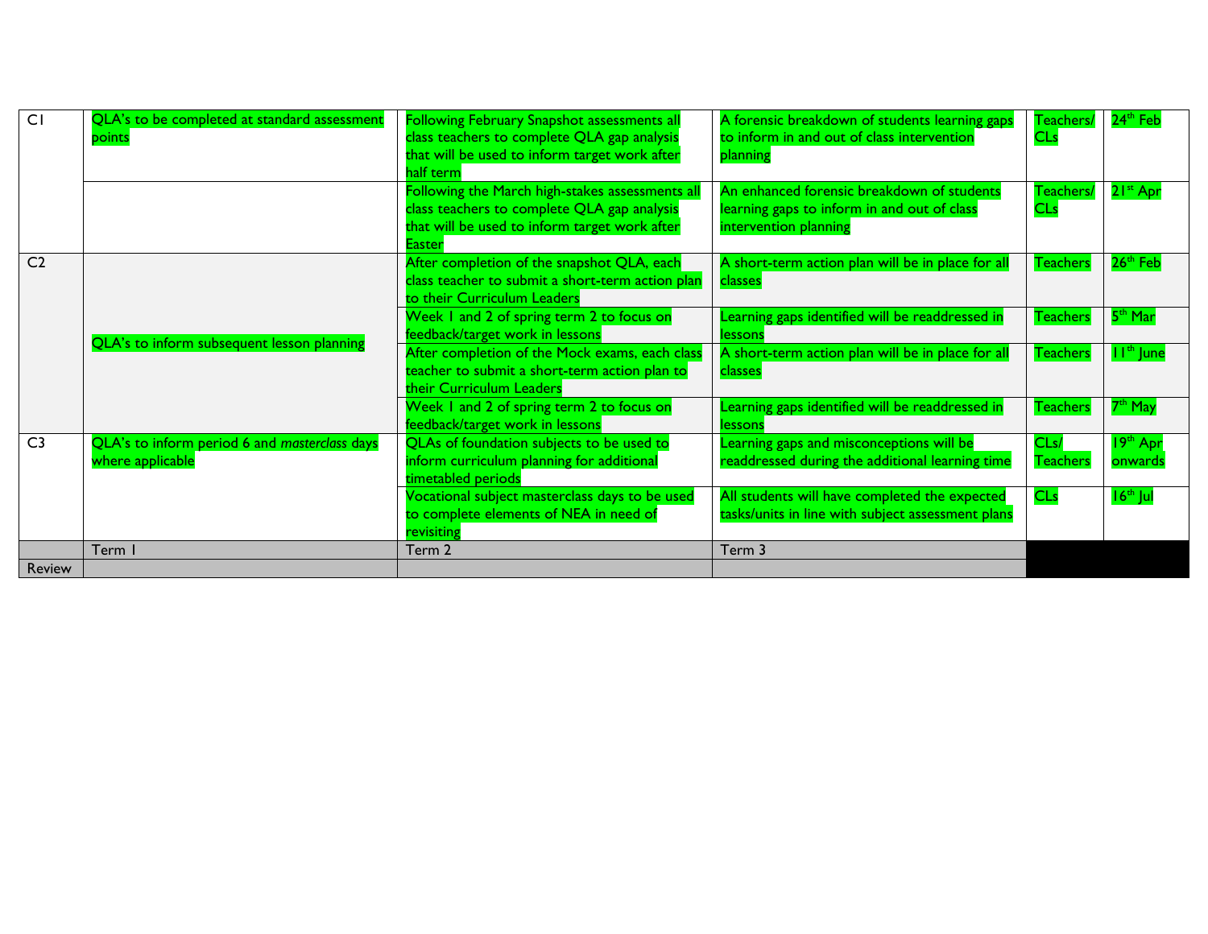| | | | | | |
|---|---|---|---|---|---|
| C1 | QLA's to be completed at standard assessment points | Following February Snapshot assessments all class teachers to complete QLA gap analysis that will be used to inform target work after half term | A forensic breakdown of students learning gaps to inform in and out of class intervention planning | Teachers/ CLs | 24th Feb |
| | | Following the March high-stakes assessments all class teachers to complete QLA gap analysis that will be used to inform target work after Easter | An enhanced forensic breakdown of students learning gaps to inform in and out of class intervention planning | Teachers/ CLs | 21st Apr |
| C2 | QLA's to inform subsequent lesson planning | After completion of the snapshot QLA, each class teacher to submit a short-term action plan to their Curriculum Leaders | A short-term action plan will be in place for all classes | Teachers | 26th Feb |
| | | Week 1 and 2 of spring term 2 to focus on feedback/target work in lessons | Learning gaps identified will be readdressed in lessons | Teachers | 5th Mar |
| | | After completion of the Mock exams, each class teacher to submit a short-term action plan to their Curriculum Leaders | A short-term action plan will be in place for all classes | Teachers | 11th June |
| | | Week 1 and 2 of spring term 2 to focus on feedback/target work in lessons | Learning gaps identified will be readdressed in lessons | Teachers | 7th May |
| C3 | QLA's to inform period 6 and *masterclass* days where applicable | QLAs of foundation subjects to be used to inform curriculum planning for additional timetabled periods | Learning gaps and misconceptions will be readdressed during the additional learning time | CLs/ Teachers | 19th Apr onwards |
| | | Vocational subject masterclass days to be used to complete elements of NEA in need of revisiting | All students will have completed the expected tasks/units in line with subject assessment plans | CLs | 16th Jul |
| | Term 1 | Term 2 | Term 3 | | |
| Review | | | | | |